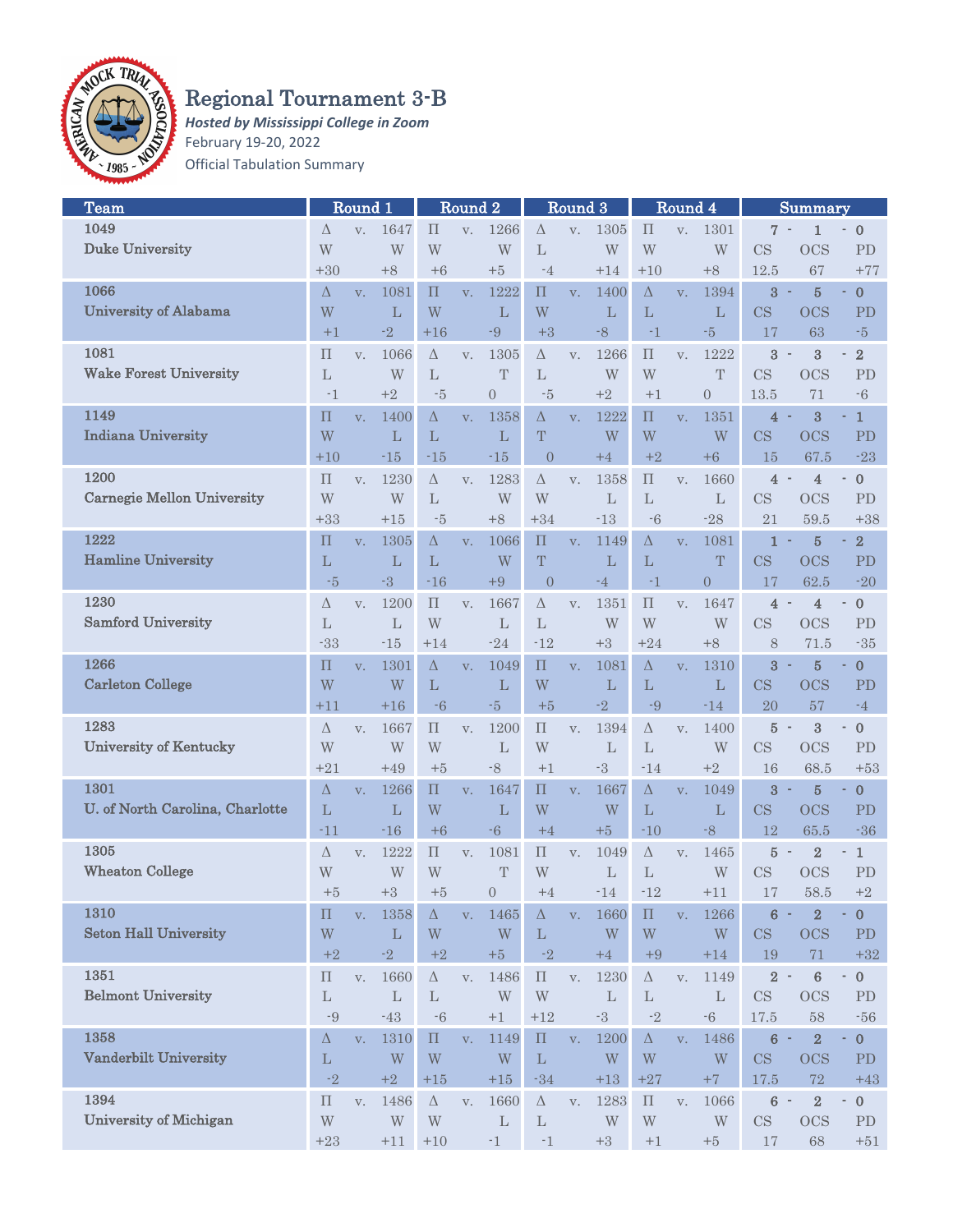# Regional Tournament 3-B

***Hosted by Mississippi College in Zoom***

February 19-20, 2022

Official Tabulation Summary

| Team | Round 1 | | | Round 2 | | | Round 3 | | | Round 4 | | | Summary | | |
|---|---|---|---|---|---|---|---|---|---|---|---|---|---|---|---|
| 1049 | Δ | v. | 1647 | Π | v. | 1266 | Δ | v. | 1305 | Π | v. | 1301 | 7 - | 1 | - 0 |
| Duke University | W | | W | W | | W | L | | W | W | | W | CS | OCS | PD |
| | +30 | | +8 | +6 | | +5 | -4 | | +14 | +10 | | +8 | 12.5 | 67 | +77 |
| 1066 | Δ | v. | 1081 | Π | v. | 1222 | Π | v. | 1400 | Δ | v. | 1394 | 3 - | 5 | - 0 |
| University of Alabama | W | | L | W | | L | W | | L | L | | L | CS | OCS | PD |
| | +1 | | -2 | +16 | | -9 | +3 | | -8 | -1 | | -5 | 17 | 63 | -5 |
| 1081 | Π | v. | 1066 | Δ | v. | 1305 | Δ | v. | 1266 | Π | v. | 1222 | 3 - | 3 | - 2 |
| Wake Forest University | L | | W | L | | T | L | | W | W | | T | CS | OCS | PD |
| | -1 | | +2 | -5 | | 0 | -5 | | +2 | +1 | | 0 | 13.5 | 71 | -6 |
| 1149 | Π | v. | 1400 | Δ | v. | 1358 | Δ | v. | 1222 | Π | v. | 1351 | 4 - | 3 | - 1 |
| Indiana University | W | | L | L | | L | T | | W | W | | W | CS | OCS | PD |
| | +10 | | -15 | -15 | | -15 | 0 | | +4 | +2 | | +6 | 15 | 67.5 | -23 |
| 1200 | Π | v. | 1230 | Δ | v. | 1283 | Δ | v. | 1358 | Π | v. | 1660 | 4 - | 4 | - 0 |
| Carnegie Mellon University | W | | W | L | | W | W | | L | L | | L | CS | OCS | PD |
| | +33 | | +15 | -5 | | +8 | +34 | | -13 | -6 | | -28 | 21 | 59.5 | +38 |
| 1222 | Π | v. | 1305 | Δ | v. | 1066 | Π | v. | 1149 | Δ | v. | 1081 | 1 - | 5 | - 2 |
| Hamline University | L | | L | L | | W | T | | L | L | | T | CS | OCS | PD |
| | -5 | | -3 | -16 | | +9 | 0 | | -4 | -1 | | 0 | 17 | 62.5 | -20 |
| 1230 | Δ | v. | 1200 | Π | v. | 1667 | Δ | v. | 1351 | Π | v. | 1647 | 4 - | 4 | - 0 |
| Samford University | L | | L | W | | L | L | | W | W | | W | CS | OCS | PD |
| | -33 | | -15 | +14 | | -24 | -12 | | +3 | +24 | | +8 | 8 | 71.5 | -35 |
| 1266 | Π | v. | 1301 | Δ | v. | 1049 | Π | v. | 1081 | Δ | v. | 1310 | 3 - | 5 | - 0 |
| Carleton College | W | | W | L | | L | W | | L | L | | L | CS | OCS | PD |
| | +11 | | +16 | -6 | | -5 | +5 | | -2 | -9 | | -14 | 20 | 57 | -4 |
| 1283 | Δ | v. | 1667 | Π | v. | 1200 | Π | v. | 1394 | Δ | v. | 1400 | 5 - | 3 | - 0 |
| University of Kentucky | W | | W | W | | L | W | | L | L | | W | CS | OCS | PD |
| | +21 | | +49 | +5 | | -8 | +1 | | -3 | -14 | | +2 | 16 | 68.5 | +53 |
| 1301 | Δ | v. | 1266 | Π | v. | 1647 | Π | v. | 1667 | Δ | v. | 1049 | 3 - | 5 | - 0 |
| U. of North Carolina, Charlotte | L | | L | W | | L | W | | W | L | | L | CS | OCS | PD |
| | -11 | | -16 | +6 | | -6 | +4 | | +5 | -10 | | -8 | 12 | 65.5 | -36 |
| 1305 | Δ | v. | 1222 | Π | v. | 1081 | Π | v. | 1049 | Δ | v. | 1465 | 5 - | 2 | - 1 |
| Wheaton College | W | | W | W | | T | W | | L | L | | W | CS | OCS | PD |
| | +5 | | +3 | +5 | | 0 | +4 | | -14 | -12 | | +11 | 17 | 58.5 | +2 |
| 1310 | Π | v. | 1358 | Δ | v. | 1465 | Δ | v. | 1660 | Π | v. | 1266 | 6 - | 2 | - 0 |
| Seton Hall University | W | | L | W | | W | L | | W | W | | W | CS | OCS | PD |
| | +2 | | -2 | +2 | | +5 | -2 | | +4 | +9 | | +14 | 19 | 71 | +32 |
| 1351 | Π | v. | 1660 | Δ | v. | 1486 | Π | v. | 1230 | Δ | v. | 1149 | 2 - | 6 | - 0 |
| Belmont University | L | | L | L | | W | W | | L | L | | L | CS | OCS | PD |
| | -9 | | -43 | -6 | | +1 | +12 | | -3 | -2 | | -6 | 17.5 | 58 | -56 |
| 1358 | Δ | v. | 1310 | Π | v. | 1149 | Π | v. | 1200 | Δ | v. | 1486 | 6 - | 2 | - 0 |
| Vanderbilt University | L | | W | W | | W | L | | W | W | | W | CS | OCS | PD |
| | -2 | | +2 | +15 | | +15 | -34 | | +13 | +27 | | +7 | 17.5 | 72 | +43 |
| 1394 | Π | v. | 1486 | Δ | v. | 1660 | Δ | v. | 1283 | Π | v. | 1066 | 6 - | 2 | - 0 |
| University of Michigan | W | | W | W | | L | L | | W | W | | W | CS | OCS | PD |
| | +23 | | +11 | +10 | | -1 | -1 | | +3 | +1 | | +5 | 17 | 68 | +51 |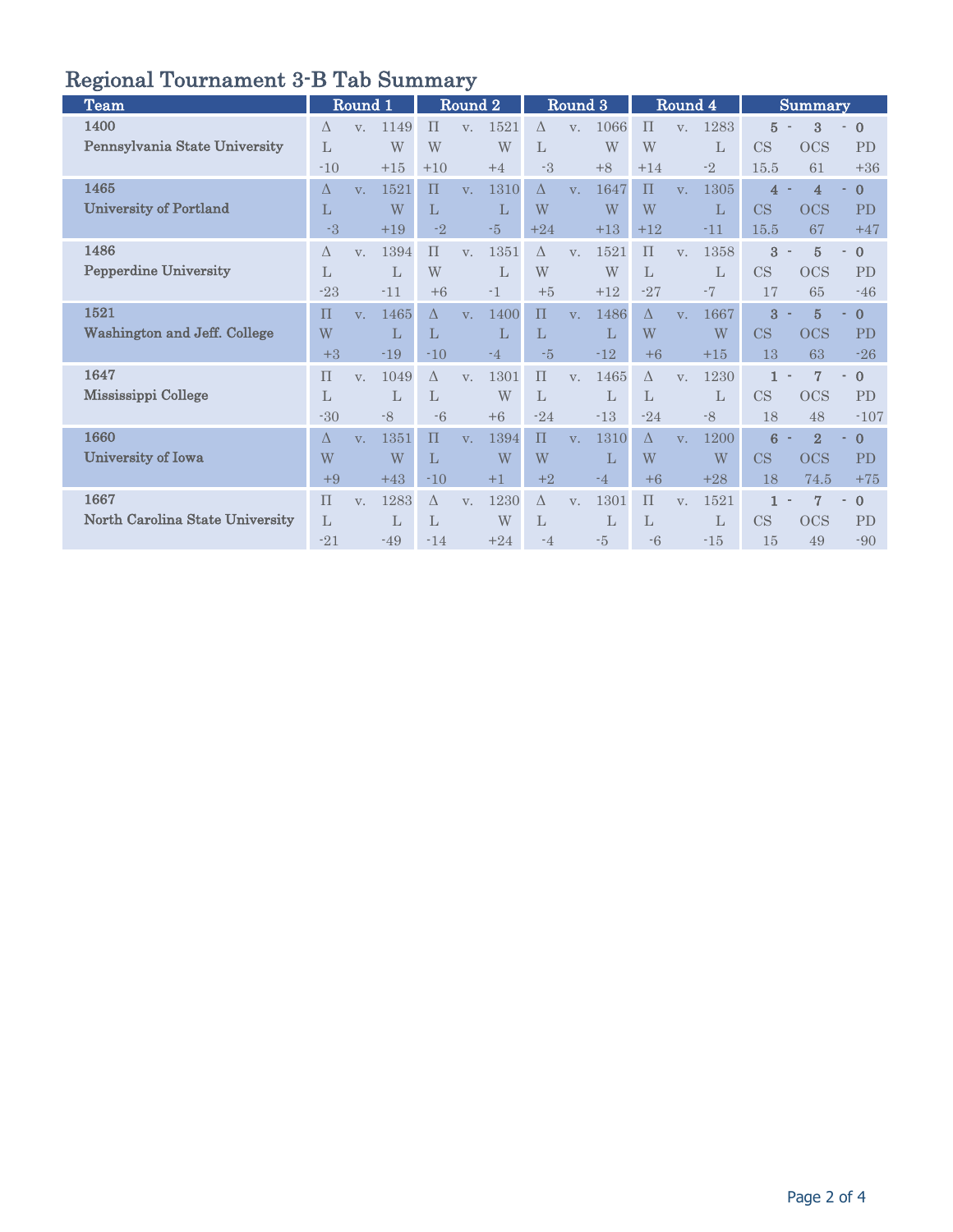# Regional Tournament 3-B Tab Summary

| Team | Round 1 | | | Round 2 | | | Round 3 | | | Round 4 | | | Summary | | |
|---|---|---|---|---|---|---|---|---|---|---|---|---|---|---|---|
| **1400** | Δ | v. | 1149 | Π | v. | 1521 | Δ | v. | 1066 | Π | v. | 1283 | **5** - | **3** | - **0** |
| **Pennsylvania State University** | L | | W | W | | W | L | | W | W | | L | CS | OCS | PD |
| | -10 | | +15 | +10 | | +4 | -3 | | +8 | +14 | | -2 | 15.5 | 61 | +36 |
| **1465** | Δ | v. | 1521 | Π | v. | 1310 | Δ | v. | 1647 | Π | v. | 1305 | **4** - | **4** | - **0** |
| **University of Portland** | L | | W | L | | L | W | | W | W | | L | CS | OCS | PD |
| | -3 | | +19 | -2 | | -5 | +24 | | +13 | +12 | | -11 | 15.5 | 67 | +47 |
| **1486** | Δ | v. | 1394 | Π | v. | 1351 | Δ | v. | 1521 | Π | v. | 1358 | **3** - | **5** | - **0** |
| **Pepperdine University** | L | | L | W | | L | W | | W | L | | L | CS | OCS | PD |
| | -23 | | -11 | +6 | | -1 | +5 | | +12 | -27 | | -7 | 17 | 65 | -46 |
| **1521** | Π | v. | 1465 | Δ | v. | 1400 | Π | v. | 1486 | Δ | v. | 1667 | **3** - | **5** | - **0** |
| **Washington and Jeff. College** | W | | L | L | | L | L | | L | W | | W | CS | OCS | PD |
| | +3 | | -19 | -10 | | -4 | -5 | | -12 | +6 | | +15 | 13 | 63 | -26 |
| **1647** | Π | v. | 1049 | Δ | v. | 1301 | Π | v. | 1465 | Δ | v. | 1230 | **1** - | **7** | - **0** |
| **Mississippi College** | L | | L | L | | W | L | | L | L | | L | CS | OCS | PD |
| | -30 | | -8 | -6 | | +6 | -24 | | -13 | -24 | | -8 | 18 | 48 | -107 |
| **1660** | Δ | v. | 1351 | Π | v. | 1394 | Π | v. | 1310 | Δ | v. | 1200 | **6** - | **2** | - **0** |
| **University of Iowa** | W | | W | L | | W | W | | L | W | | W | CS | OCS | PD |
| | +9 | | +43 | -10 | | +1 | +2 | | -4 | +6 | | +28 | 18 | 74.5 | +75 |
| **1667** | Π | v. | 1283 | Δ | v. | 1230 | Δ | v. | 1301 | Π | v. | 1521 | **1** - | **7** | - **0** |
| **North Carolina State University** | L | | L | L | | W | L | | L | L | | L | CS | OCS | PD |
| | -21 | | -49 | -14 | | +24 | -4 | | -5 | -6 | | -15 | 15 | 49 | -90 |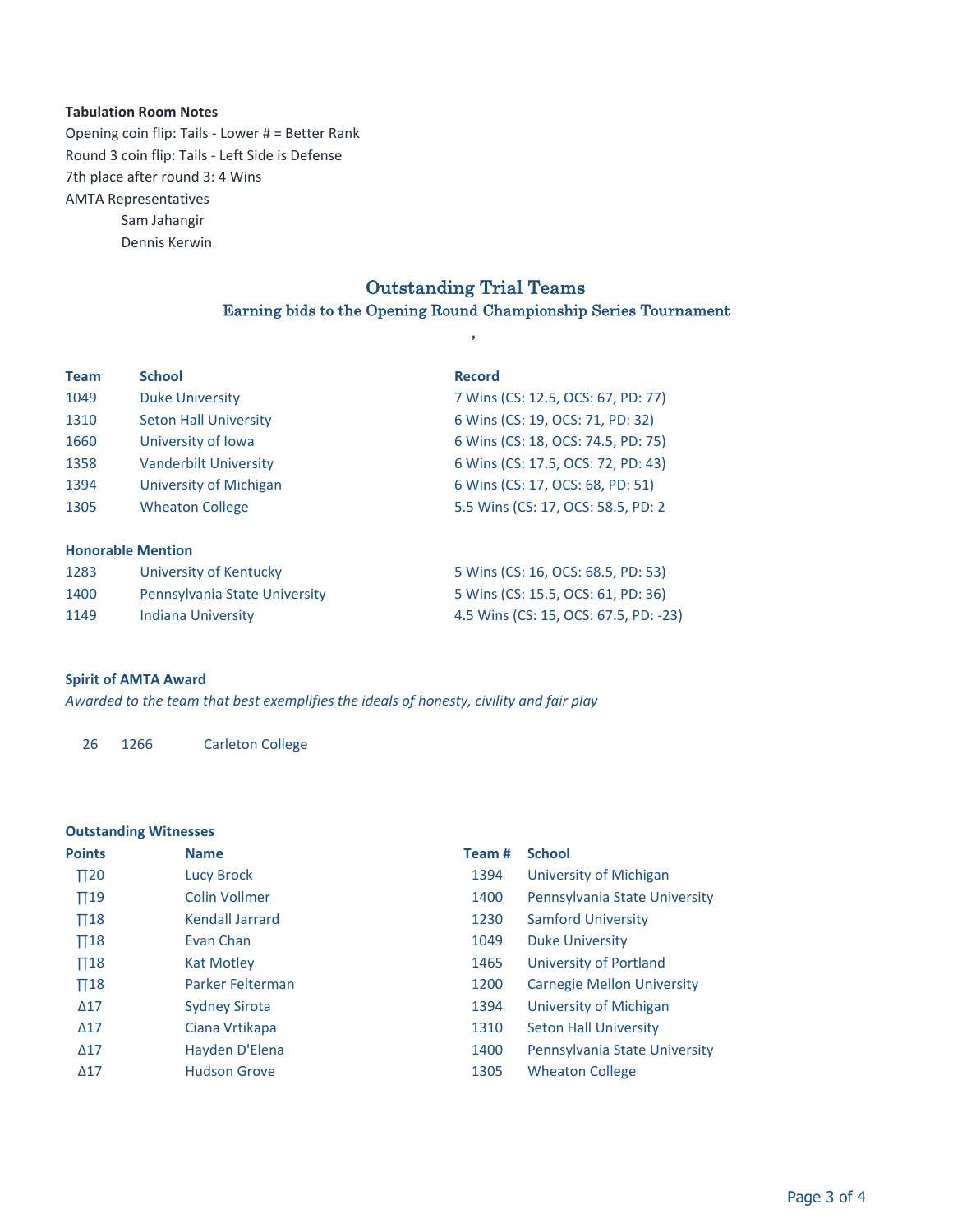**Tabulation Room Notes**

Opening coin flip: Tails - Lower # = Better Rank

Round 3 coin flip: Tails - Left Side is Defense

7th place after round 3: 4 Wins

AMTA Representatives

Sam Jahangir

Dennis Kerwin

## Outstanding Trial Teams

### Earning bids to the Opening Round Championship Series Tournament

,

| Team | School | Record |
|---|---|---|
| 1049 | Duke University | 7 Wins (CS: 12.5, OCS: 67, PD: 77) |
| 1310 | Seton Hall University | 6 Wins (CS: 19, OCS: 71, PD: 32) |
| 1660 | University of Iowa | 6 Wins (CS: 18, OCS: 74.5, PD: 75) |
| 1358 | Vanderbilt University | 6 Wins (CS: 17.5, OCS: 72, PD: 43) |
| 1394 | University of Michigan | 6 Wins (CS: 17, OCS: 68, PD: 51) |
| 1305 | Wheaton College | 5.5 Wins (CS: 17, OCS: 58.5, PD: 2 |

**Honorable Mention**

| Team | School | Record |
|---|---|---|
| 1283 | University of Kentucky | 5 Wins (CS: 16, OCS: 68.5, PD: 53) |
| 1400 | Pennsylvania State University | 5 Wins (CS: 15.5, OCS: 61, PD: 36) |
| 1149 | Indiana University | 4.5 Wins (CS: 15, OCS: 67.5, PD: -23) |

**Spirit of AMTA Award**

*Awarded to the team that best exemplifies the ideals of honesty, civility and fair play*

26 1266 Carleton College

**Outstanding Witnesses**

| Points | Name | Team # | School |
|---|---|---|---|
| ∏20 | Lucy Brock | 1394 | University of Michigan |
| ∏19 | Colin Vollmer | 1400 | Pennsylvania State University |
| ∏18 | Kendall Jarrard | 1230 | Samford University |
| ∏18 | Evan Chan | 1049 | Duke University |
| ∏18 | Kat Motley | 1465 | University of Portland |
| ∏18 | Parker Felterman | 1200 | Carnegie Mellon University |
| Δ17 | Sydney Sirota | 1394 | University of Michigan |
| Δ17 | Ciana Vrtikapa | 1310 | Seton Hall University |
| Δ17 | Hayden D'Elena | 1400 | Pennsylvania State University |
| Δ17 | Hudson Grove | 1305 | Wheaton College |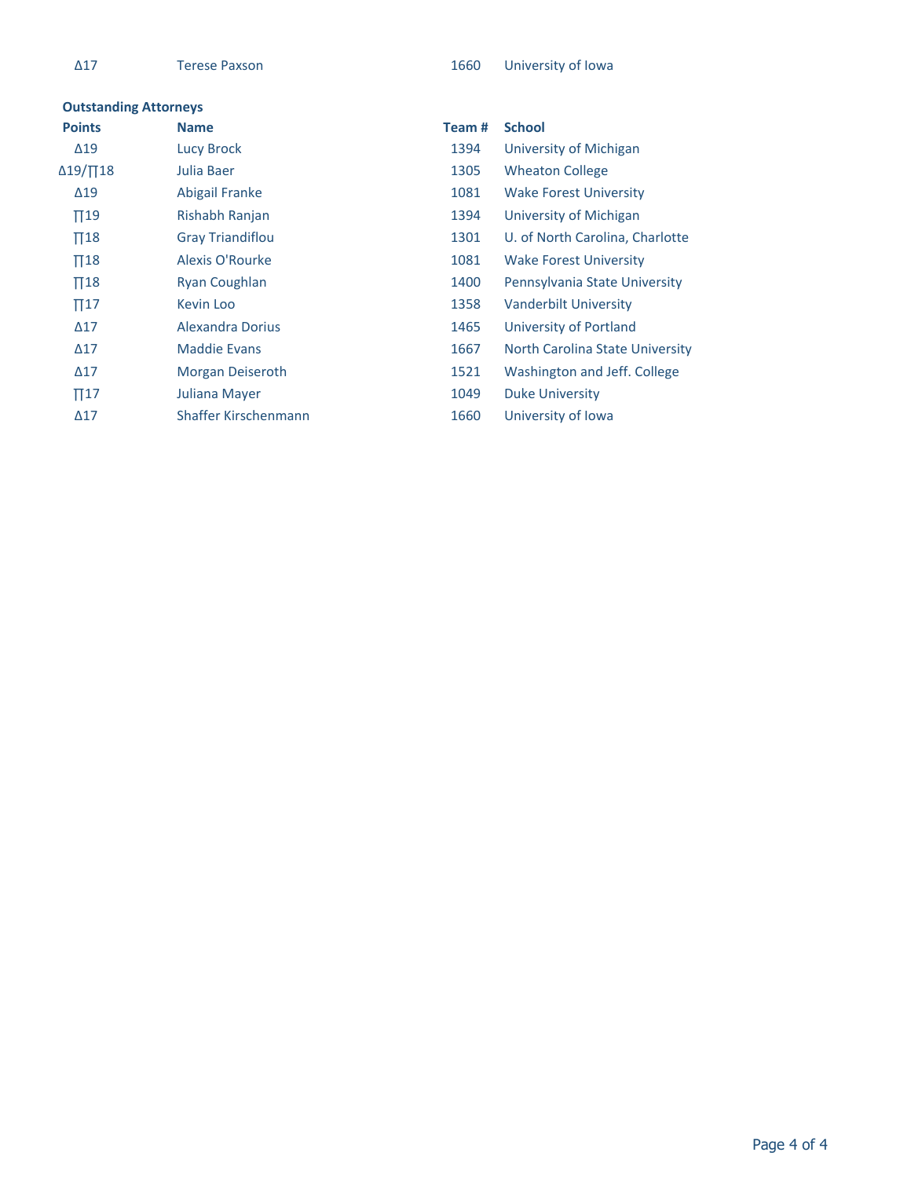| | | | |
|---|---|---|---|
| Δ17 | Terese Paxson | 1660 | University of Iowa |

**Outstanding Attorneys**

| Points | Name | Team # | School |
|---|---|---|---|
| Δ19 | Lucy Brock | 1394 | University of Michigan |
| Δ19/∏18 | Julia Baer | 1305 | Wheaton College |
| Δ19 | Abigail Franke | 1081 | Wake Forest University |
| ∏19 | Rishabh Ranjan | 1394 | University of Michigan |
| ∏18 | Gray Triandiflou | 1301 | U. of North Carolina, Charlotte |
| ∏18 | Alexis O'Rourke | 1081 | Wake Forest University |
| ∏18 | Ryan Coughlan | 1400 | Pennsylvania State University |
| ∏17 | Kevin Loo | 1358 | Vanderbilt University |
| Δ17 | Alexandra Dorius | 1465 | University of Portland |
| Δ17 | Maddie Evans | 1667 | North Carolina State University |
| Δ17 | Morgan Deiseroth | 1521 | Washington and Jeff. College |
| ∏17 | Juliana Mayer | 1049 | Duke University |
| Δ17 | Shaffer Kirschenmann | 1660 | University of Iowa |